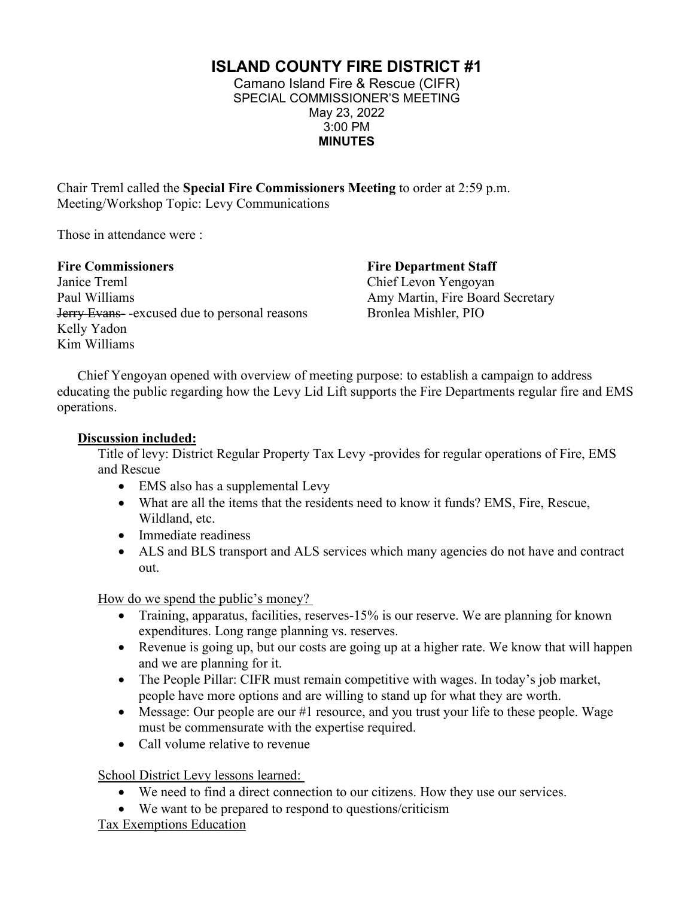# ISLAND COUNTY FIRE DISTRICT #1

Camano Island Fire & Rescue (CIFR)
SPECIAL COMMISSIONER'S MEETING
May 23, 2022
3:00 PM
**MINUTES**

Chair Treml called the **Special Fire Commissioners Meeting** to order at 2:59 p.m.
Meeting/Workshop Topic: Levy Communications

Those in attendance were :

**Fire Commissioners**
Janice Treml
Paul Williams
~~Jerry Evans~~ -excused due to personal reasons
Kelly Yadon
Kim Williams

**Fire Department Staff**
Chief Levon Yengoyan
Amy Martin, Fire Board Secretary
Bronlea Mishler, PIO

Chief Yengoyan opened with overview of meeting purpose: to establish a campaign to address educating the public regarding how the Levy Lid Lift supports the Fire Departments regular fire and EMS operations.

**Discussion included:**

Title of levy: District Regular Property Tax Levy -provides for regular operations of Fire, EMS and Rescue

- EMS also has a supplemental Levy
- What are all the items that the residents need to know it funds? EMS, Fire, Rescue, Wildland, etc.
- Immediate readiness
- ALS and BLS transport and ALS services which many agencies do not have and contract out.

How do we spend the public's money?

- Training, apparatus, facilities, reserves-15% is our reserve. We are planning for known expenditures. Long range planning vs. reserves.
- Revenue is going up, but our costs are going up at a higher rate. We know that will happen and we are planning for it.
- The People Pillar: CIFR must remain competitive with wages. In today's job market, people have more options and are willing to stand up for what they are worth.
- Message: Our people are our #1 resource, and you trust your life to these people. Wage must be commensurate with the expertise required.
- Call volume relative to revenue

School District Levy lessons learned:

- We need to find a direct connection to our citizens. How they use our services.
- We want to be prepared to respond to questions/criticism

Tax Exemptions Education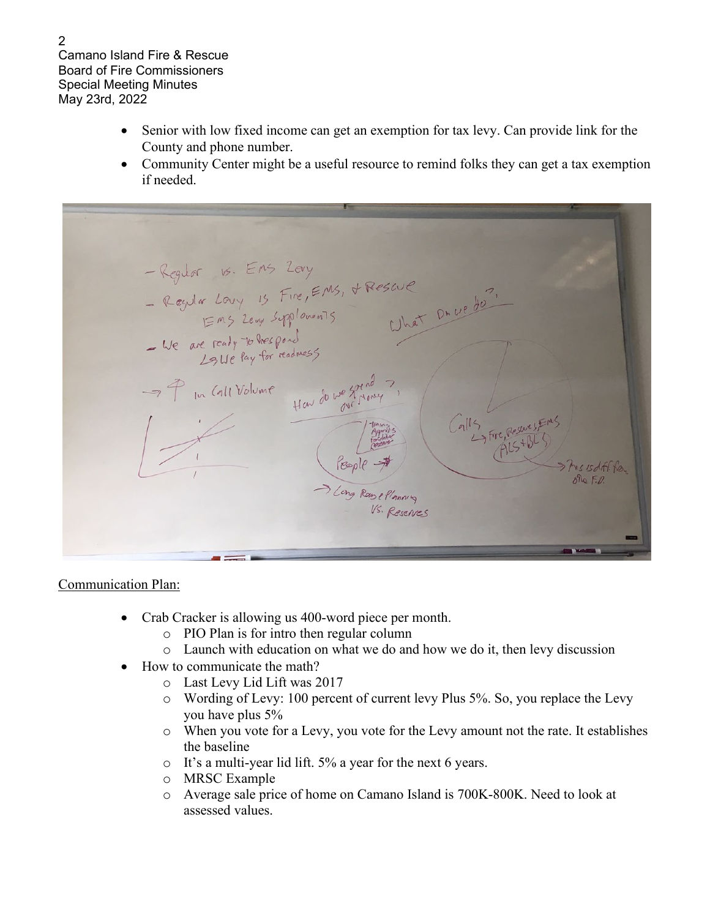- Senior with low fixed income can get an exemption for tax levy. Can provide link for the County and phone number.
- Community Center might be a useful resource to remind folks they can get a tax exemption if needed.

<u>Communication Plan:</u>

- Crab Cracker is allowing us 400-word piece per month.
  - PIO Plan is for intro then regular column
  - Launch with education on what we do and how we do it, then levy discussion
- How to communicate the math?
  - Last Levy Lid Lift was 2017
  - Wording of Levy: 100 percent of current levy Plus 5%. So, you replace the Levy you have plus 5%
  - When you vote for a Levy, you vote for the Levy amount not the rate. It establishes the baseline
  - It's a multi-year lid lift. 5% a year for the next 6 years.
  - MRSC Example
  - Average sale price of home on Camano Island is 700K-800K. Need to look at assessed values.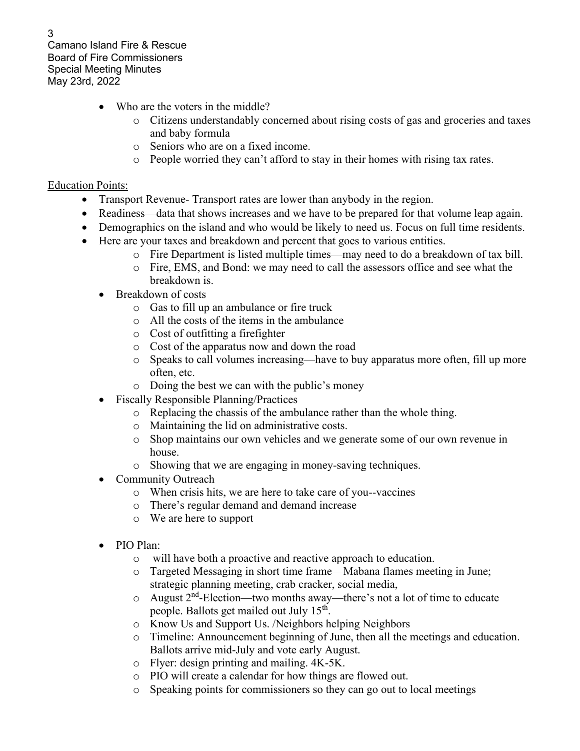- Who are the voters in the middle?
  - Citizens understandably concerned about rising costs of gas and groceries and taxes and baby formula
  - Seniors who are on a fixed income.
  - People worried they can't afford to stay in their homes with rising tax rates.

Education Points:

- Transport Revenue- Transport rates are lower than anybody in the region.
- Readiness—data that shows increases and we have to be prepared for that volume leap again.
- Demographics on the island and who would be likely to need us. Focus on full time residents.
- Here are your taxes and breakdown and percent that goes to various entities.
  - Fire Department is listed multiple times—may need to do a breakdown of tax bill.
  - Fire, EMS, and Bond: we may need to call the assessors office and see what the breakdown is.
- Breakdown of costs
  - Gas to fill up an ambulance or fire truck
  - All the costs of the items in the ambulance
  - Cost of outfitting a firefighter
  - Cost of the apparatus now and down the road
  - Speaks to call volumes increasing—have to buy apparatus more often, fill up more often, etc.
  - Doing the best we can with the public's money
- Fiscally Responsible Planning/Practices
  - Replacing the chassis of the ambulance rather than the whole thing.
  - Maintaining the lid on administrative costs.
  - Shop maintains our own vehicles and we generate some of our own revenue in house.
  - Showing that we are engaging in money-saving techniques.
- Community Outreach
  - When crisis hits, we are here to take care of you--vaccines
  - There's regular demand and demand increase
  - We are here to support
- PIO Plan:
  - will have both a proactive and reactive approach to education.
  - Targeted Messaging in short time frame—Mabana flames meeting in June; strategic planning meeting, crab cracker, social media,
  - August 2nd-Election—two months away—there's not a lot of time to educate people. Ballots get mailed out July 15th.
  - Know Us and Support Us. /Neighbors helping Neighbors
  - Timeline: Announcement beginning of June, then all the meetings and education. Ballots arrive mid-July and vote early August.
  - Flyer: design printing and mailing. 4K-5K.
  - PIO will create a calendar for how things are flowed out.
  - Speaking points for commissioners so they can go out to local meetings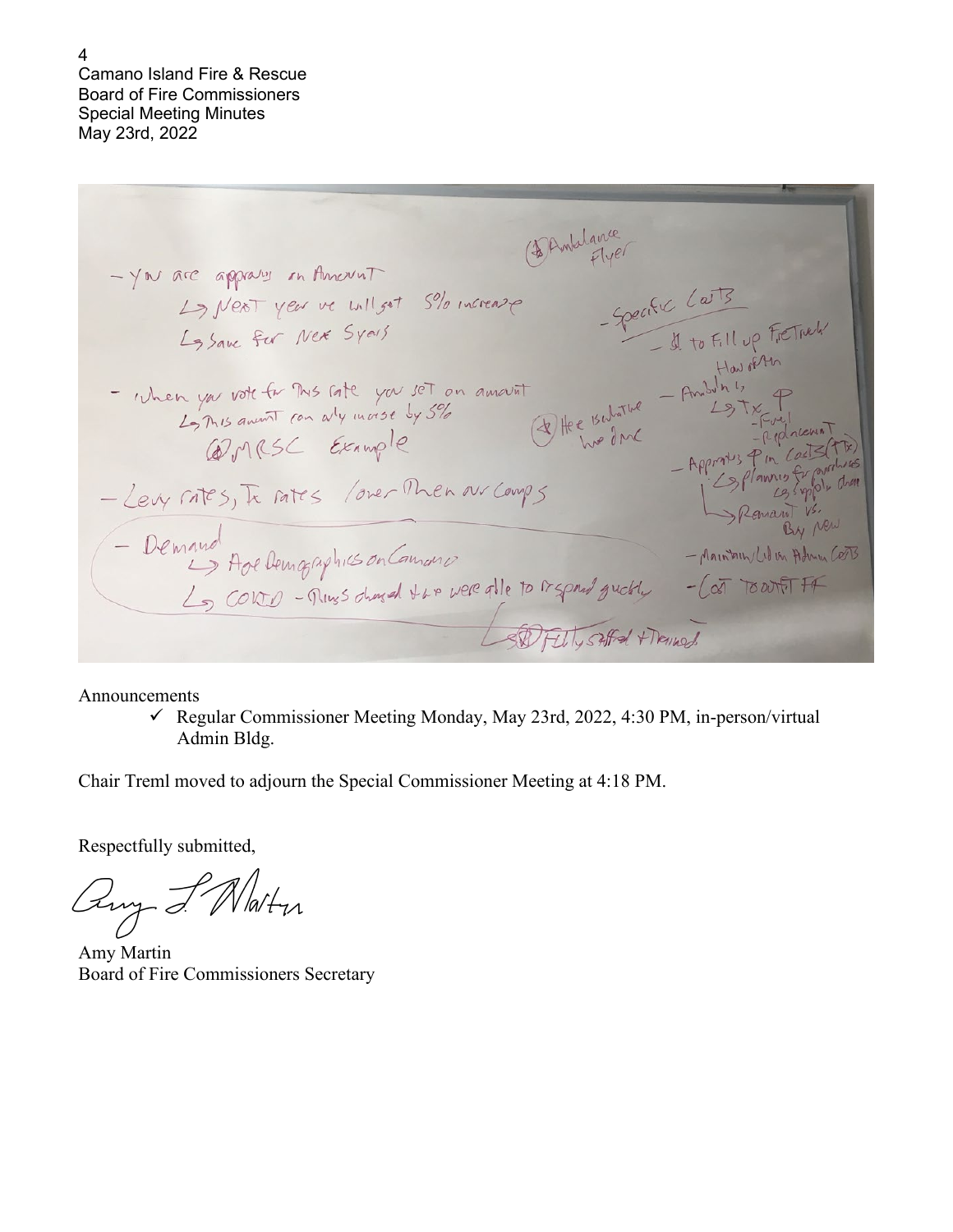Announcements

- ✓ Regular Commissioner Meeting Monday, May 23rd, 2022, 4:30 PM, in-person/virtual Admin Bldg.

Chair Treml moved to adjourn the Special Commissioner Meeting at 4:18 PM.

Respectfully submitted,

Amy Martin
Board of Fire Commissioners Secretary